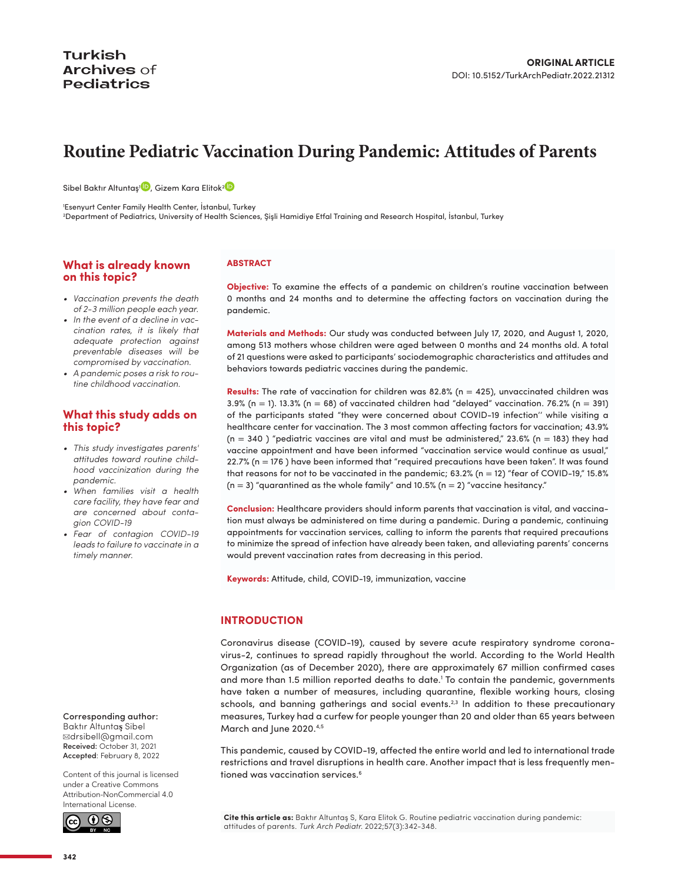Turkish Archives of Pediatrics

**ORIGINAL ARTICLE**
DOI: 10.5152/TurkArchPediatr.2022.21312

# Routine Pediatric Vaccination During Pandemic: Attitudes of Parents

Sibel Baktır Altuntaş[1], Gizem Kara Elitok[2]

[1]Esenyurt Center Family Health Center, İstanbul, Turkey
[2]Department of Pediatrics, University of Health Sciences, Şişli Hamidiye Etfal Training and Research Hospital, İstanbul, Turkey

## What is already known on this topic?

- *Vaccination prevents the death of 2-3 million people each year.*
- *In the event of a decline in vaccination rates, it is likely that adequate protection against preventable diseases will be compromised by vaccination.*
- *A pandemic poses a risk to routine childhood vaccination.*

## What this study adds on this topic?

- *This study investigates parents' attitudes toward routine childhood vaccinization during the pandemic.*
- *When families visit a health care facility, they have fear and are concerned about contagion COVID-19*
- *Fear of contagion COVID-19 leads to failure to vaccinate in a timely manner.*

## ABSTRACT

**Objective:** To examine the effects of a pandemic on children's routine vaccination between 0 months and 24 months and to determine the affecting factors on vaccination during the pandemic.

**Materials and Methods:** Our study was conducted between July 17, 2020, and August 1, 2020, among 513 mothers whose children were aged between 0 months and 24 months old. A total of 21 questions were asked to participants' sociodemographic characteristics and attitudes and behaviors towards pediatric vaccines during the pandemic.

**Results:** The rate of vaccination for children was 82.8% (n = 425), unvaccinated children was 3.9% (n = 1). 13.3% (n = 68) of vaccinated children had "delayed" vaccination. 76.2% (n = 391) of the participants stated "they were concerned about COVID-19 infection'' while visiting a healthcare center for vaccination. The 3 most common affecting factors for vaccination; 43.9% (n = 340 ) "pediatric vaccines are vital and must be administered," 23.6% (n = 183) they had vaccine appointment and have been informed "vaccination service would continue as usual," 22.7% (n = 176 ) have been informed that "required precautions have been taken". It was found that reasons for not to be vaccinated in the pandemic; 63.2% (n = 12) "fear of COVID-19," 15.8% (n = 3) "quarantined as the whole family" and 10.5% (n = 2) "vaccine hesitancy."

**Conclusion:** Healthcare providers should inform parents that vaccination is vital, and vaccination must always be administered on time during a pandemic. During a pandemic, continuing appointments for vaccination services, calling to inform the parents that required precautions to minimize the spread of infection have already been taken, and alleviating parents' concerns would prevent vaccination rates from decreasing in this period.

**Keywords:** Attitude, child, COVID-19, immunization, vaccine

## INTRODUCTION

Coronavirus disease (COVID-19), caused by severe acute respiratory syndrome coronavirus-2, continues to spread rapidly throughout the world. According to the World Health Organization (as of December 2020), there are approximately 67 million confirmed cases and more than 1.5 million reported deaths to date.[1] To contain the pandemic, governments have taken a number of measures, including quarantine, flexible working hours, closing schools, and banning gatherings and social events.[2,3] In addition to these precautionary measures, Turkey had a curfew for people younger than 20 and older than 65 years between March and June 2020.[4,5]

This pandemic, caused by COVID-19, affected the entire world and led to international trade restrictions and travel disruptions in health care. Another impact that is less frequently mentioned was vaccination services.[6]

**Corresponding author:**
Baktır Altuntaş Sibel
✉drsibell@gmail.com
**Received:** October 31, 2021
**Accepted**: February 8, 2022

Content of this journal is licensed under a Creative Commons Attribution-NonCommercial 4.0 International License.

**Cite this article as:** Baktır Altuntaş S, Kara Elitok G. Routine pediatric vaccination during pandemic: attitudes of parents. *Turk Arch Pediatr.* 2022;57(3):342-348.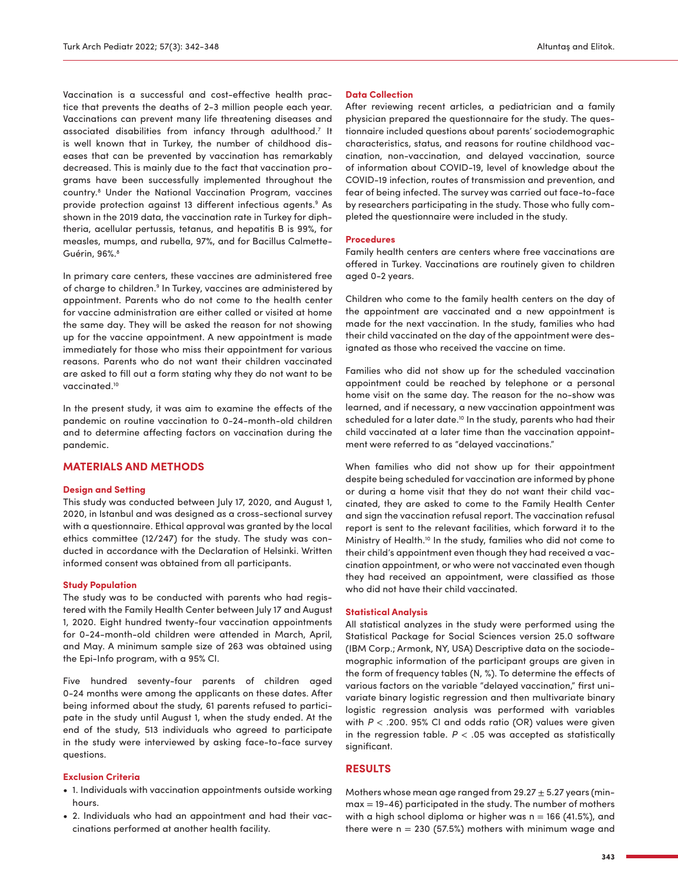Vaccination is a successful and cost-effective health practice that prevents the deaths of 2-3 million people each year. Vaccinations can prevent many life threatening diseases and associated disabilities from infancy through adulthood.[7] It is well known that in Turkey, the number of childhood diseases that can be prevented by vaccination has remarkably decreased. This is mainly due to the fact that vaccination programs have been successfully implemented throughout the country.[8] Under the National Vaccination Program, vaccines provide protection against 13 different infectious agents.[9] As shown in the 2019 data, the vaccination rate in Turkey for diphtheria, acellular pertussis, tetanus, and hepatitis B is 99%, for measles, mumps, and rubella, 97%, and for Bacillus Calmette-Guérin, 96%.[8]

In primary care centers, these vaccines are administered free of charge to children.[9] In Turkey, vaccines are administered by appointment. Parents who do not come to the health center for vaccine administration are either called or visited at home the same day. They will be asked the reason for not showing up for the vaccine appointment. A new appointment is made immediately for those who miss their appointment for various reasons. Parents who do not want their children vaccinated are asked to fill out a form stating why they do not want to be vaccinated.[10]

In the present study, it was aim to examine the effects of the pandemic on routine vaccination to 0-24-month-old children and to determine affecting factors on vaccination during the pandemic.

## MATERIALS AND METHODS

### Design and Setting

This study was conducted between July 17, 2020, and August 1, 2020, in Istanbul and was designed as a cross-sectional survey with a questionnaire. Ethical approval was granted by the local ethics committee (12/247) for the study. The study was conducted in accordance with the Declaration of Helsinki. Written informed consent was obtained from all participants.

### Study Population

The study was to be conducted with parents who had registered with the Family Health Center between July 17 and August 1, 2020. Eight hundred twenty-four vaccination appointments for 0-24-month-old children were attended in March, April, and May. A minimum sample size of 263 was obtained using the Epi-Info program, with a 95% CI.

Five hundred seventy-four parents of children aged 0-24 months were among the applicants on these dates. After being informed about the study, 61 parents refused to participate in the study until August 1, when the study ended. At the end of the study, 513 individuals who agreed to participate in the study were interviewed by asking face-to-face survey questions.

### Exclusion Criteria

- 1. Individuals with vaccination appointments outside working hours.
- 2. Individuals who had an appointment and had their vaccinations performed at another health facility.

### Data Collection

After reviewing recent articles, a pediatrician and a family physician prepared the questionnaire for the study. The questionnaire included questions about parents' sociodemographic characteristics, status, and reasons for routine childhood vaccination, non-vaccination, and delayed vaccination, source of information about COVID-19, level of knowledge about the COVID-19 infection, routes of transmission and prevention, and fear of being infected. The survey was carried out face-to-face by researchers participating in the study. Those who fully completed the questionnaire were included in the study.

### Procedures

Family health centers are centers where free vaccinations are offered in Turkey. Vaccinations are routinely given to children aged 0-2 years.

Children who come to the family health centers on the day of the appointment are vaccinated and a new appointment is made for the next vaccination. In the study, families who had their child vaccinated on the day of the appointment were designated as those who received the vaccine on time.

Families who did not show up for the scheduled vaccination appointment could be reached by telephone or a personal home visit on the same day. The reason for the no-show was learned, and if necessary, a new vaccination appointment was scheduled for a later date.[10] In the study, parents who had their child vaccinated at a later time than the vaccination appointment were referred to as "delayed vaccinations."

When families who did not show up for their appointment despite being scheduled for vaccination are informed by phone or during a home visit that they do not want their child vaccinated, they are asked to come to the Family Health Center and sign the vaccination refusal report. The vaccination refusal report is sent to the relevant facilities, which forward it to the Ministry of Health.[10] In the study, families who did not come to their child's appointment even though they had received a vaccination appointment, or who were not vaccinated even though they had received an appointment, were classified as those who did not have their child vaccinated.

### Statistical Analysis

All statistical analyzes in the study were performed using the Statistical Package for Social Sciences version 25.0 software (IBM Corp.; Armonk, NY, USA) Descriptive data on the sociodemographic information of the participant groups are given in the form of frequency tables (N, %). To determine the effects of various factors on the variable "delayed vaccination," first univariate binary logistic regression and then multivariate binary logistic regression analysis was performed with variables with $P < .200$. 95% CI and odds ratio (OR) values were given in the regression table. $P < .05$ was accepted as statistically significant.

## RESULTS

Mothers whose mean age ranged from $29.27 \pm 5.27$ years (min-max = 19-46) participated in the study. The number of mothers with a high school diploma or higher was n = 166 (41.5%), and there were n = 230 (57.5%) mothers with minimum wage and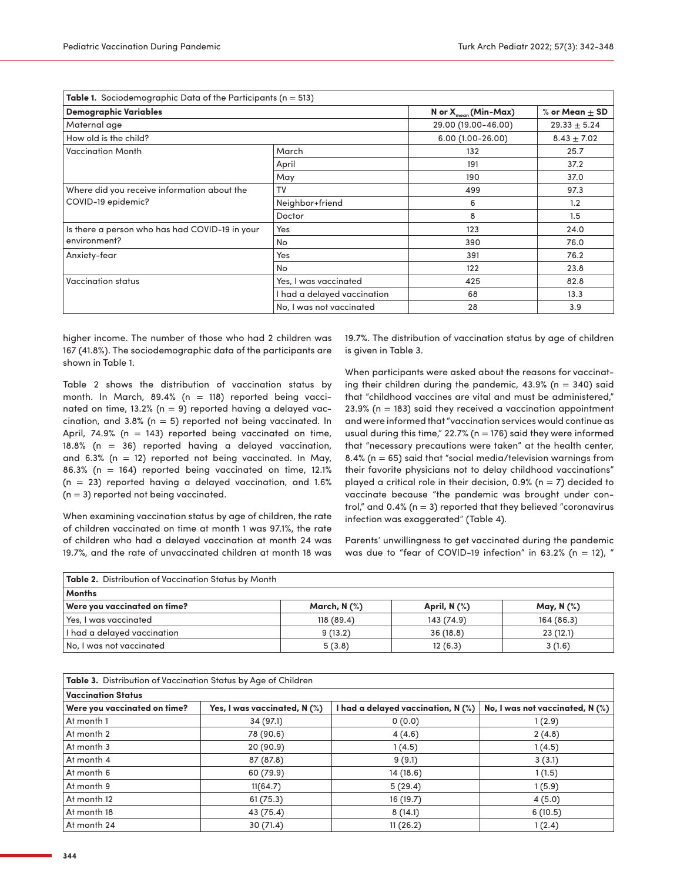**Table 1.** Sociodemographic Data of the Participants (n = 513)

| Demographic Variables | | N or $X_{mean}$ (Min-Max) | % or Mean ± SD |
|---|---|---|---|
| Maternal age | | 29.00 (19.00-46.00) | 29.33 ± 5.24 |
| How old is the child? | | 6.00 (1.00-26.00) | 8.43 ± 7.02 |
| Vaccination Month | March | 132 | 25.7 |
| | April | 191 | 37.2 |
| | May | 190 | 37.0 |
| Where did you receive information about the COVID-19 epidemic? | TV | 499 | 97.3 |
| | Neighbor+friend | 6 | 1.2 |
| | Doctor | 8 | 1.5 |
| Is there a person who has had COVID-19 in your environment? | Yes | 123 | 24.0 |
| | No | 390 | 76.0 |
| Anxiety-fear | Yes | 391 | 76.2 |
| | No | 122 | 23.8 |
| Vaccination status | Yes, I was vaccinated | 425 | 82.8 |
| | I had a delayed vaccination | 68 | 13.3 |
| | No, I was not vaccinated | 28 | 3.9 |

higher income. The number of those who had 2 children was 167 (41.8%). The sociodemographic data of the participants are shown in Table 1.

Table 2 shows the distribution of vaccination status by month. In March, 89.4% (n = 118) reported being vaccinated on time, 13.2% (n = 9) reported having a delayed vaccination, and 3.8% (n = 5) reported not being vaccinated. In April, 74.9% (n = 143) reported being vaccinated on time, 18.8% (n = 36) reported having a delayed vaccination, and 6.3% (n = 12) reported not being vaccinated. In May, 86.3% (n = 164) reported being vaccinated on time, 12.1% (n = 23) reported having a delayed vaccination, and 1.6% (n = 3) reported not being vaccinated.

When examining vaccination status by age of children, the rate of children vaccinated on time at month 1 was 97.1%, the rate of children who had a delayed vaccination at month 24 was 19.7%, and the rate of unvaccinated children at month 18 was 19.7%. The distribution of vaccination status by age of children is given in Table 3.

When participants were asked about the reasons for vaccinating their children during the pandemic, 43.9% (n = 340) said that "childhood vaccines are vital and must be administered," 23.9% (n = 183) said they received a vaccination appointment and were informed that "vaccination services would continue as usual during this time," 22.7% (n = 176) said they were informed that "necessary precautions were taken" at the health center, 8.4% (n = 65) said that "social media/television warnings from their favorite physicians not to delay childhood vaccinations" played a critical role in their decision, 0.9% (n = 7) decided to vaccinate because "the pandemic was brought under control," and 0.4% (n = 3) reported that they believed "coronavirus infection was exaggerated" (Table 4).

Parents' unwillingness to get vaccinated during the pandemic was due to "fear of COVID-19 infection" in 63.2% (n = 12), "

**Table 2.** Distribution of Vaccination Status by Month

| Months | | | |
|---|---|---|---|
| **Were you vaccinated on time?** | **March, N (%)** | **April, N (%)** | **May, N (%)** |
| Yes, I was vaccinated | 118 (89.4) | 143 (74.9) | 164 (86.3) |
| I had a delayed vaccination | 9 (13.2) | 36 (18.8) | 23 (12.1) |
| No, I was not vaccinated | 5 (3.8) | 12 (6.3) | 3 (1.6) |

**Table 3.** Distribution of Vaccination Status by Age of Children

| Vaccination Status | | | |
|---|---|---|---|
| **Were you vaccinated on time?** | **Yes, I was vaccinated, N (%)** | **I had a delayed vaccination, N (%)** | **No, I was not vaccinated, N (%)** |
| At month 1 | 34 (97.1) | 0 (0.0) | 1 (2.9) |
| At month 2 | 78 (90.6) | 4 (4.6) | 2 (4.8) |
| At month 3 | 20 (90.9) | 1 (4.5) | 1 (4.5) |
| At month 4 | 87 (87.8) | 9 (9.1) | 3 (3.1) |
| At month 6 | 60 (79.9) | 14 (18.6) | 1 (1.5) |
| At month 9 | 11(64.7) | 5 (29.4) | 1 (5.9) |
| At month 12 | 61 (75.3) | 16 (19.7) | 4 (5.0) |
| At month 18 | 43 (75.4) | 8 (14.1) | 6 (10.5) |
| At month 24 | 30 (71.4) | 11 (26.2) | 1 (2.4) |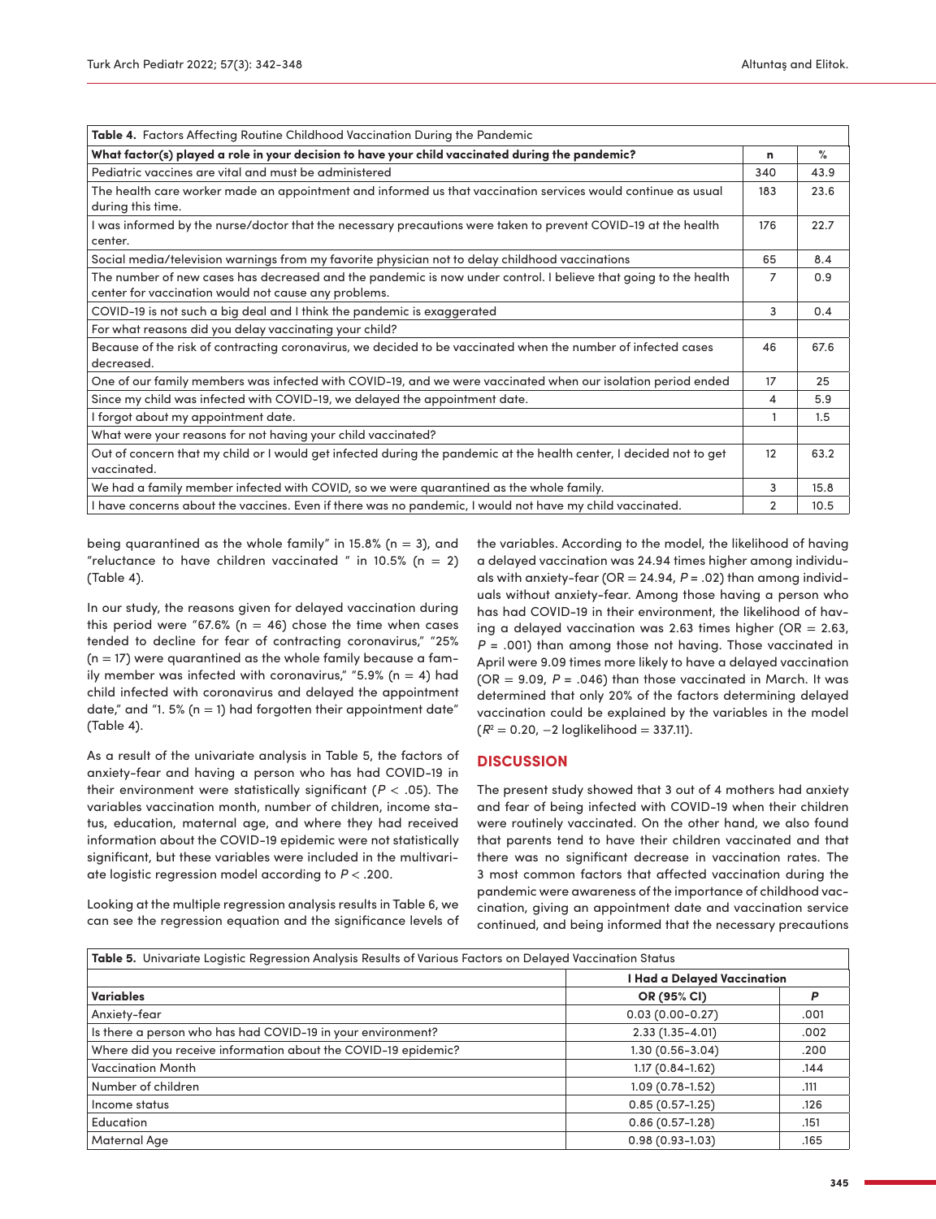| Table 4. Factors Affecting Routine Childhood Vaccination During the Pandemic | | |
|---|---|---|
| **What factor(s) played a role in your decision to have your child vaccinated during the pandemic?** | **n** | **%** |
| Pediatric vaccines are vital and must be administered | 340 | 43.9 |
| The health care worker made an appointment and informed us that vaccination services would continue as usual during this time. | 183 | 23.6 |
| I was informed by the nurse/doctor that the necessary precautions were taken to prevent COVID-19 at the health center. | 176 | 22.7 |
| Social media/television warnings from my favorite physician not to delay childhood vaccinations | 65 | 8.4 |
| The number of new cases has decreased and the pandemic is now under control. I believe that going to the health center for vaccination would not cause any problems. | 7 | 0.9 |
| COVID-19 is not such a big deal and I think the pandemic is exaggerated | 3 | 0.4 |
| For what reasons did you delay vaccinating your child? | | |
| Because of the risk of contracting coronavirus, we decided to be vaccinated when the number of infected cases decreased. | 46 | 67.6 |
| One of our family members was infected with COVID-19, and we were vaccinated when our isolation period ended | 17 | 25 |
| Since my child was infected with COVID-19, we delayed the appointment date. | 4 | 5.9 |
| I forgot about my appointment date. | 1 | 1.5 |
| What were your reasons for not having your child vaccinated? | | |
| Out of concern that my child or I would get infected during the pandemic at the health center, I decided not to get vaccinated. | 12 | 63.2 |
| We had a family member infected with COVID, so we were quarantined as the whole family. | 3 | 15.8 |
| I have concerns about the vaccines. Even if there was no pandemic, I would not have my child vaccinated. | 2 | 10.5 |

being quarantined as the whole family" in 15.8% (n = 3), and "reluctance to have children vaccinated " in 10.5% (n = 2) (Table 4).

In our study, the reasons given for delayed vaccination during this period were "67.6% (n = 46) chose the time when cases tended to decline for fear of contracting coronavirus," "25% (n = 17) were quarantined as the whole family because a family member was infected with coronavirus," "5.9% (n = 4) had child infected with coronavirus and delayed the appointment date," and "1. 5% (n = 1) had forgotten their appointment date" (Table 4).

As a result of the univariate analysis in Table 5, the factors of anxiety-fear and having a person who has had COVID-19 in their environment were statistically significant ($P < .05$). The variables vaccination month, number of children, income status, education, maternal age, and where they had received information about the COVID-19 epidemic were not statistically significant, but these variables were included in the multivariate logistic regression model according to $P < .200$.

Looking at the multiple regression analysis results in Table 6, we can see the regression equation and the significance levels of the variables. According to the model, the likelihood of having a delayed vaccination was 24.94 times higher among individuals with anxiety-fear (OR = 24.94, $P = .02$) than among individuals without anxiety-fear. Among those having a person who has had COVID-19 in their environment, the likelihood of having a delayed vaccination was 2.63 times higher (OR = 2.63, $P = .001$) than among those not having. Those vaccinated in April were 9.09 times more likely to have a delayed vaccination (OR = 9.09, $P = .046$) than those vaccinated in March. It was determined that only 20% of the factors determining delayed vaccination could be explained by the variables in the model ($R^2 = 0.20$, $-2$ loglikelihood = 337.11).

## DISCUSSION

The present study showed that 3 out of 4 mothers had anxiety and fear of being infected with COVID-19 when their children were routinely vaccinated. On the other hand, we also found that parents tend to have their children vaccinated and that there was no significant decrease in vaccination rates. The 3 most common factors that affected vaccination during the pandemic were awareness of the importance of childhood vaccination, giving an appointment date and vaccination service continued, and being informed that the necessary precautions

| Table 5. Univariate Logistic Regression Analysis Results of Various Factors on Delayed Vaccination Status | | |
|---|---|---|
| | **I Had a Delayed Vaccination** | |
| **Variables** | **OR (95% CI)** | **P** |
| Anxiety-fear | 0.03 (0.00-0.27) | .001 |
| Is there a person who has had COVID-19 in your environment? | 2.33 (1.35-4.01) | .002 |
| Where did you receive information about the COVID-19 epidemic? | 1.30 (0.56-3.04) | .200 |
| Vaccination Month | 1.17 (0.84-1.62) | .144 |
| Number of children | 1.09 (0.78-1.52) | .111 |
| Income status | 0.85 (0.57-1.25) | .126 |
| Education | 0.86 (0.57-1.28) | .151 |
| Maternal Age | 0.98 (0.93-1.03) | .165 |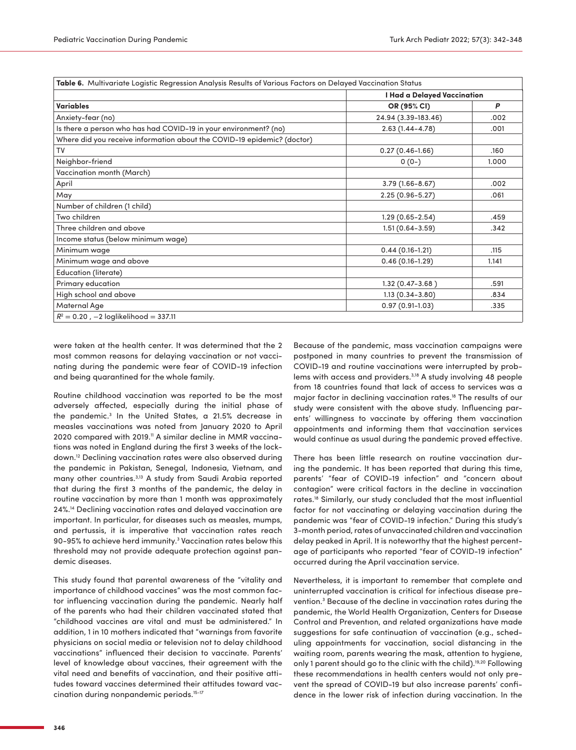**Table 6.** Multivariate Logistic Regression Analysis Results of Various Factors on Delayed Vaccination Status

| | I Had a Delayed Vaccination | |
|---|---|---|
| **Variables** | **OR (95% CI)** | ***P*** |
| Anxiety-fear (no) | 24.94 (3.39-183.46) | .002 |
| Is there a person who has had COVID-19 in your environment? (no) | 2.63 (1.44-4.78) | .001 |
| Where did you receive information about the COVID-19 epidemic? (doctor) | | |
| TV | 0.27 (0.46-1.66) | .160 |
| Neighbor-friend | 0 (0-) | 1.000 |
| Vaccination month (March) | | |
| April | 3.79 (1.66-8.67) | .002 |
| May | 2.25 (0.96-5.27) | .061 |
| Number of children (1 child) | | |
| Two children | 1.29 (0.65-2.54) | .459 |
| Three children and above | 1.51 (0.64-3.59) | .342 |
| Income status (below minimum wage) | | |
| Minimum wage | 0.44 (0.16-1.21) | .115 |
| Minimum wage and above | 0.46 (0.16-1.29) | 1.141 |
| Education (literate) | | |
| Primary education | 1.32 (0.47-3.68 ) | .591 |
| High school and above | 1.13 (0.34-3.80) | .834 |
| Maternal Age | 0.97 (0.91-1.03) | .335 |
| $R^2 = 0.20$ , $-2$ loglikelihood = 337.11 | | |

were taken at the health center. It was determined that the 2 most common reasons for delaying vaccination or not vaccinating during the pandemic were fear of COVID-19 infection and being quarantined for the whole family.

Routine childhood vaccination was reported to be the most adversely affected, especially during the initial phase of the pandemic.[3] In the United States, a 21.5% decrease in measles vaccinations was noted from January 2020 to April 2020 compared with 2019.[11] A similar decline in MMR vaccinations was noted in England during the first 3 weeks of the lockdown.[12] Declining vaccination rates were also observed during the pandemic in Pakistan, Senegal, Indonesia, Vietnam, and many other countries.[3,13] A study from Saudi Arabia reported that during the first 3 months of the pandemic, the delay in routine vaccination by more than 1 month was approximately 24%.[14] Declining vaccination rates and delayed vaccination are important. In particular, for diseases such as measles, mumps, and pertussis, it is imperative that vaccination rates reach 90-95% to achieve herd immunity.[3] Vaccination rates below this threshold may not provide adequate protection against pandemic diseases.

This study found that parental awareness of the "vitality and importance of childhood vaccines" was the most common factor influencing vaccination during the pandemic. Nearly half of the parents who had their children vaccinated stated that "childhood vaccines are vital and must be administered." In addition, 1 in 10 mothers indicated that "warnings from favorite physicians on social media or television not to delay childhood vaccinations" influenced their decision to vaccinate. Parents' level of knowledge about vaccines, their agreement with the vital need and benefits of vaccination, and their positive attitudes toward vaccines determined their attitudes toward vaccination during nonpandemic periods.[15-17]

Because of the pandemic, mass vaccination campaigns were postponed in many countries to prevent the transmission of COVID-19 and routine vaccinations were interrupted by problems with access and providers.[3,18] A study involving 48 people from 18 countries found that lack of access to services was a major factor in declining vaccination rates.[18] The results of our study were consistent with the above study. Influencing parents' willingness to vaccinate by offering them vaccination appointments and informing them that vaccination services would continue as usual during the pandemic proved effective.

There has been little research on routine vaccination during the pandemic. It has been reported that during this time, parents' "fear of COVID-19 infection" and "concern about contagion" were critical factors in the decline in vaccination rates.[18] Similarly, our study concluded that the most influential factor for not vaccinating or delaying vaccination during the pandemic was "fear of COVID-19 infection." During this study's 3-month period, rates of unvaccinated children and vaccination delay peaked in April. It is noteworthy that the highest percentage of participants who reported "fear of COVID-19 infection" occurred during the April vaccination service.

Nevertheless, it is important to remember that complete and uninterrupted vaccination is critical for infectious disease prevention.[3] Because of the decline in vaccination rates during the pandemic, the World Health Organization, Centers for Dısease Control and Preventıon, and related organizations have made suggestions for safe continuation of vaccination (e.g., scheduling appointments for vaccination, social distancing in the waiting room, parents wearing the mask, attention to hygiene, only 1 parent should go to the clinic with the child).[19,20] Following these recommendations in health centers would not only prevent the spread of COVID-19 but also increase parents' confidence in the lower risk of infection during vaccination. In the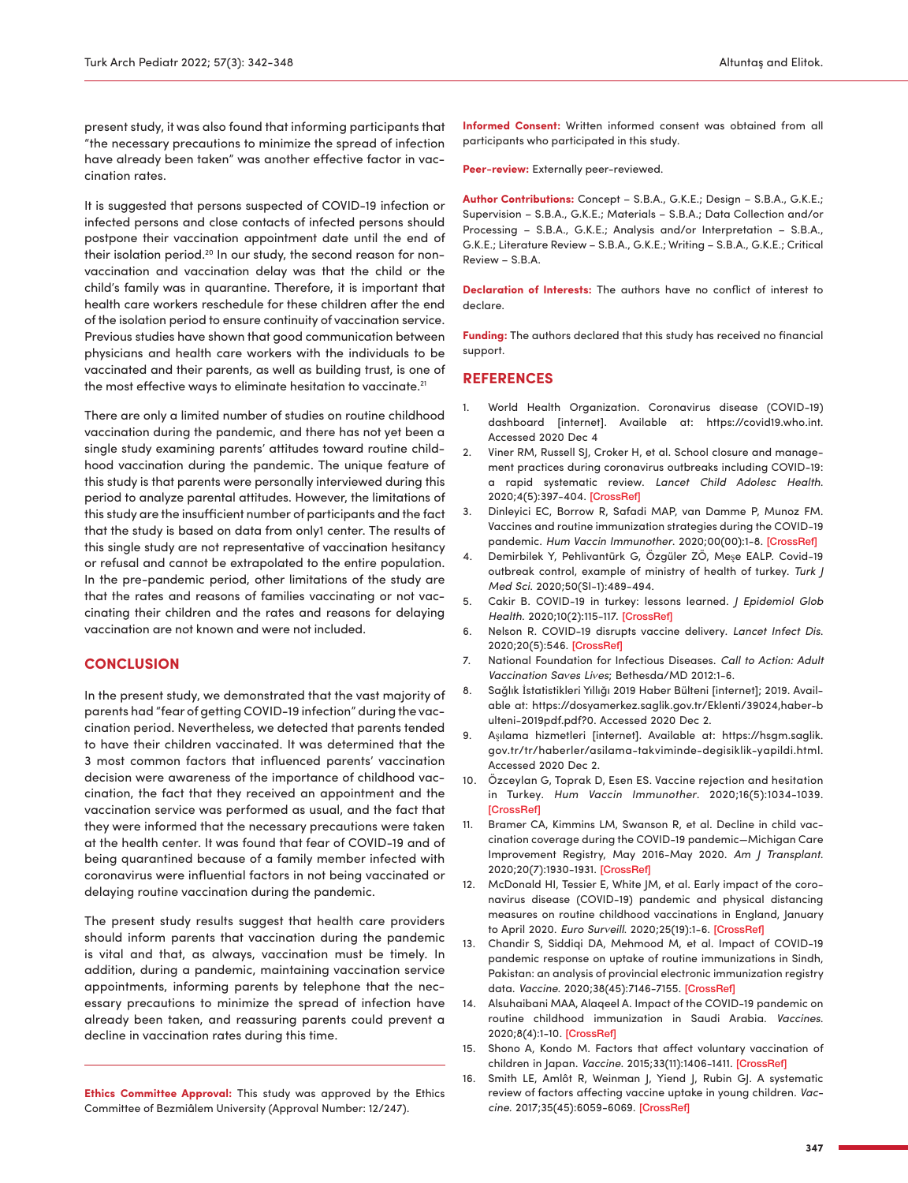present study, it was also found that informing participants that "the necessary precautions to minimize the spread of infection have already been taken" was another effective factor in vaccination rates.

It is suggested that persons suspected of COVID-19 infection or infected persons and close contacts of infected persons should postpone their vaccination appointment date until the end of their isolation period.[20] In our study, the second reason for non-vaccination and vaccination delay was that the child or the child's family was in quarantine. Therefore, it is important that health care workers reschedule for these children after the end of the isolation period to ensure continuity of vaccination service. Previous studies have shown that good communication between physicians and health care workers with the individuals to be vaccinated and their parents, as well as building trust, is one of the most effective ways to eliminate hesitation to vaccinate.[21]

There are only a limited number of studies on routine childhood vaccination during the pandemic, and there has not yet been a single study examining parents' attitudes toward routine childhood vaccination during the pandemic. The unique feature of this study is that parents were personally interviewed during this period to analyze parental attitudes. However, the limitations of this study are the insufficient number of participants and the fact that the study is based on data from only1 center. The results of this single study are not representative of vaccination hesitancy or refusal and cannot be extrapolated to the entire population. In the pre-pandemic period, other limitations of the study are that the rates and reasons of families vaccinating or not vaccinating their children and the rates and reasons for delaying vaccination are not known and were not included.

## CONCLUSION

In the present study, we demonstrated that the vast majority of parents had "fear of getting COVID-19 infection" during the vaccination period. Nevertheless, we detected that parents tended to have their children vaccinated. It was determined that the 3 most common factors that influenced parents' vaccination decision were awareness of the importance of childhood vaccination, the fact that they received an appointment and the vaccination service was performed as usual, and the fact that they were informed that the necessary precautions were taken at the health center. It was found that fear of COVID-19 and of being quarantined because of a family member infected with coronavirus were influential factors in not being vaccinated or delaying routine vaccination during the pandemic.

The present study results suggest that health care providers should inform parents that vaccination during the pandemic is vital and that, as always, vaccination must be timely. In addition, during a pandemic, maintaining vaccination service appointments, informing parents by telephone that the necessary precautions to minimize the spread of infection have already been taken, and reassuring parents could prevent a decline in vaccination rates during this time.

**Ethics Committee Approval:** This study was approved by the Ethics Committee of Bezmiâlem University (Approval Number: 12/247).

**Informed Consent:** Written informed consent was obtained from all participants who participated in this study.

**Peer-review:** Externally peer-reviewed.

**Author Contributions:** Concept – S.B.A., G.K.E.; Design – S.B.A., G.K.E.; Supervision – S.B.A., G.K.E.; Materials – S.B.A.; Data Collection and/or Processing – S.B.A., G.K.E.; Analysis and/or Interpretation – S.B.A., G.K.E.; Literature Review – S.B.A., G.K.E.; Writing – S.B.A., G.K.E.; Critical Review – S.B.A.

**Declaration of Interests:** The authors have no conflict of interest to declare.

**Funding:** The authors declared that this study has received no financial support.

## REFERENCES

1. World Health Organization. Coronavirus disease (COVID-19) dashboard [internet]. Available at: https://covid19.who.int. Accessed 2020 Dec 4
2. Viner RM, Russell SJ, Croker H, et al. School closure and management practices during coronavirus outbreaks including COVID-19: a rapid systematic review. *Lancet Child Adolesc Health*. 2020;4(5):397-404. [CrossRef]
3. Dinleyici EC, Borrow R, Safadi MAP, van Damme P, Munoz FM. Vaccines and routine immunization strategies during the COVID-19 pandemic. *Hum Vaccin Immunother*. 2020;00(00):1-8. [CrossRef]
4. Demirbilek Y, Pehlivantürk G, Özgüler ZÖ, Meşe EALP. Covid-19 outbreak control, example of ministry of health of turkey. *Turk J Med Sci*. 2020;50(SI-1):489-494.
5. Cakir B. COVID-19 in turkey: lessons learned. *J Epidemiol Glob Health*. 2020;10(2):115-117. [CrossRef]
6. Nelson R. COVID-19 disrupts vaccine delivery. *Lancet Infect Dis*. 2020;20(5):546. [CrossRef]
7. National Foundation for Infectious Diseases. *Call to Action: Adult Vaccination Saves Lives*; Bethesda/MD 2012:1-6.
8. Sağlık İstatistikleri Yıllığı 2019 Haber Bülteni [internet]; 2019. Available at: https://dosyamerkez.saglik.gov.tr/Eklenti/39024,haber-bulteni-2019pdf.pdf?0. Accessed 2020 Dec 2.
9. Aşılama hizmetleri [internet]. Available at: https://hsgm.saglik.gov.tr/tr/haberler/asilama-takviminde-degisiklik-yapildi.html. Accessed 2020 Dec 2.
10. Özceylan G, Toprak D, Esen ES. Vaccine rejection and hesitation in Turkey. *Hum Vaccin Immunother*. 2020;16(5):1034-1039. [CrossRef]
11. Bramer CA, Kimmins LM, Swanson R, et al. Decline in child vaccination coverage during the COVID-19 pandemic—Michigan Care Improvement Registry, May 2016-May 2020. *Am J Transplant*. 2020;20(7):1930-1931. [CrossRef]
12. McDonald HI, Tessier E, White JM, et al. Early impact of the coronavirus disease (COVID-19) pandemic and physical distancing measures on routine childhood vaccinations in England, January to April 2020. *Euro Surveill*. 2020;25(19):1-6. [CrossRef]
13. Chandir S, Siddiqi DA, Mehmood M, et al. Impact of COVID-19 pandemic response on uptake of routine immunizations in Sindh, Pakistan: an analysis of provincial electronic immunization registry data. *Vaccine*. 2020;38(45):7146-7155. [CrossRef]
14. Alsuhaibani MAA, Alaqeel A. Impact of the COVID-19 pandemic on routine childhood immunization in Saudi Arabia. *Vaccines*. 2020;8(4):1-10. [CrossRef]
15. Shono A, Kondo M. Factors that affect voluntary vaccination of children in Japan. *Vaccine*. 2015;33(11):1406-1411. [CrossRef]
16. Smith LE, Amlôt R, Weinman J, Yiend J, Rubin GJ. A systematic review of factors affecting vaccine uptake in young children. *Vaccine*. 2017;35(45):6059-6069. [CrossRef]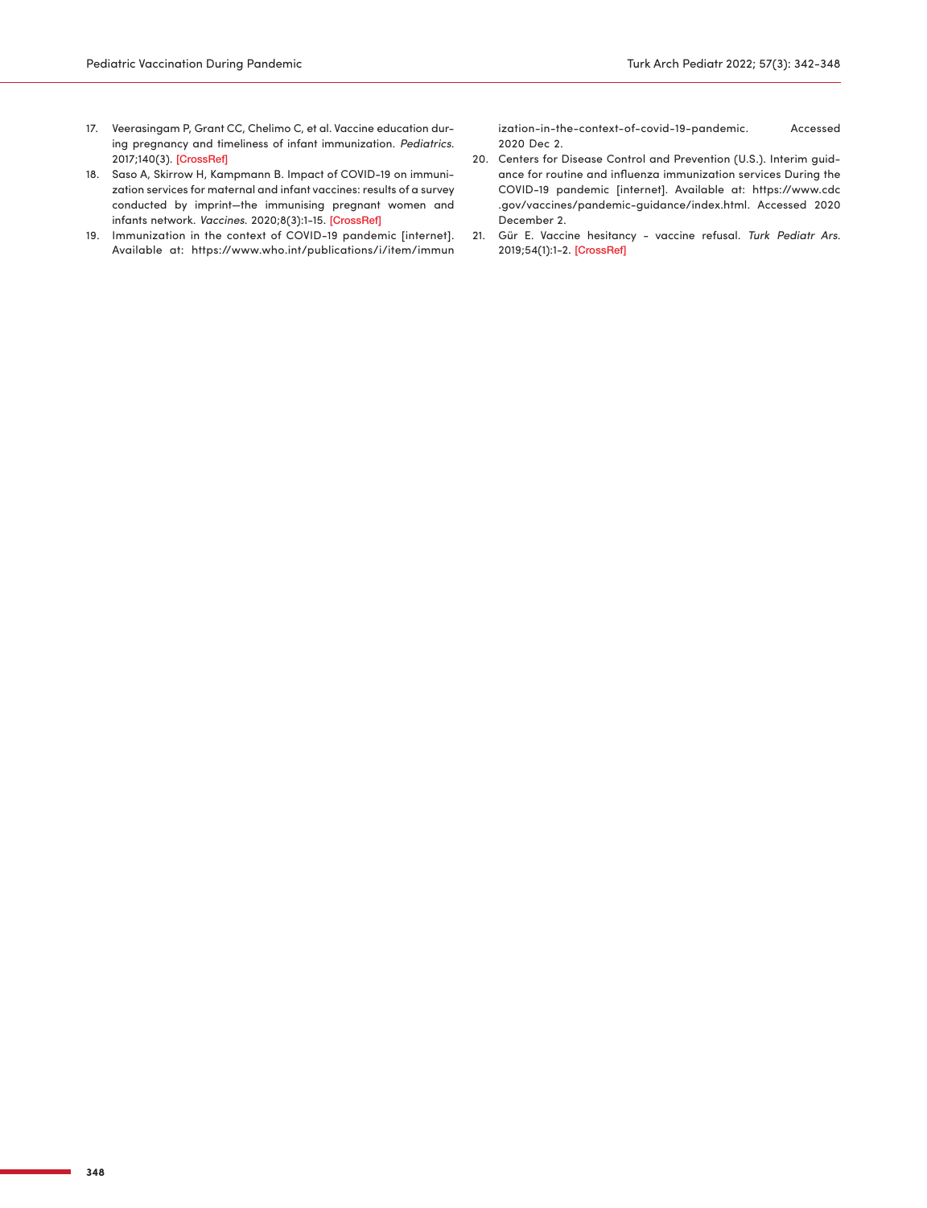17. Veerasingam P, Grant CC, Chelimo C, et al. Vaccine education during pregnancy and timeliness of infant immunization. *Pediatrics*. 2017;140(3). [CrossRef]
18. Saso A, Skirrow H, Kampmann B. Impact of COVID-19 on immunization services for maternal and infant vaccines: results of a survey conducted by imprint—the immunising pregnant women and infants network. *Vaccines*. 2020;8(3):1-15. [CrossRef]
19. Immunization in the context of COVID-19 pandemic [internet]. Available at: https://www.who.int/publications/i/item/immunization-in-the-context-of-covid-19-pandemic. Accessed 2020 Dec 2.
20. Centers for Disease Control and Prevention (U.S.). Interim guidance for routine and influenza immunization services During the COVID-19 pandemic [internet]. Available at: https://www.cdc.gov/vaccines/pandemic-guidance/index.html. Accessed 2020 December 2.
21. Gür E. Vaccine hesitancy - vaccine refusal. *Turk Pediatr Ars*. 2019;54(1):1-2. [CrossRef]